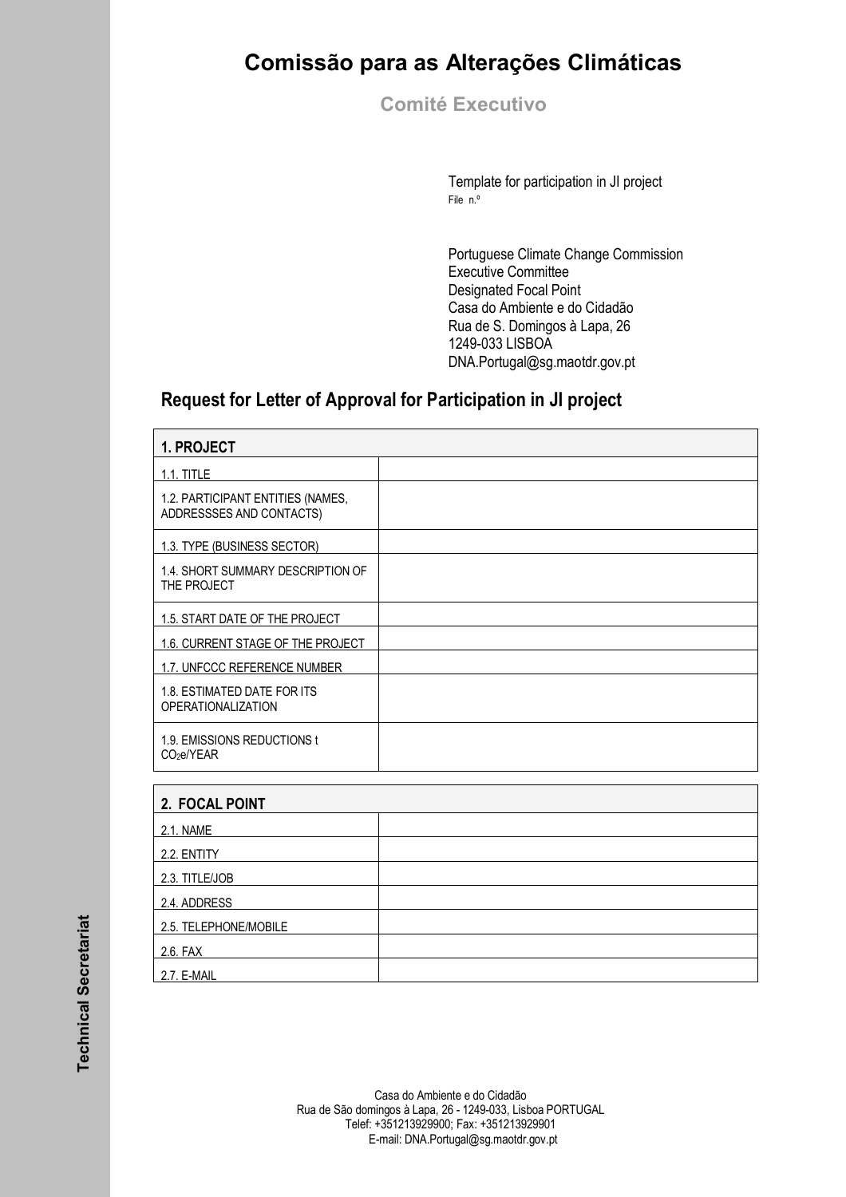# Comissão para as Alterações Climáticas

**Comité Executivo**

Template for participation in JI project
File n.º

Portuguese Climate Change Commission
Executive Committee
Designated Focal Point
Casa do Ambiente e do Cidadão
Rua de S. Domingos à Lapa, 26
1249-033 LISBOA
DNA.Portugal@sg.maotdr.gov.pt

## Request for Letter of Approval for Participation in JI project

| **1. PROJECT** | |
|---|---|
| 1.1. TITLE | |
| 1.2. PARTICIPANT ENTITIES (NAMES, ADDRESSSES AND CONTACTS) | |
| 1.3. TYPE (BUSINESS SECTOR) | |
| 1.4. SHORT SUMMARY DESCRIPTION OF THE PROJECT | |
| 1.5. START DATE OF THE PROJECT | |
| 1.6. CURRENT STAGE OF THE PROJECT | |
| 1.7. UNFCCC REFERENCE NUMBER | |
| 1.8. ESTIMATED DATE FOR ITS OPERATIONALIZATION | |
| 1.9. EMISSIONS REDUCTIONS t $CO_2e$/YEAR | |

| **2. FOCAL POINT** | |
|---|---|
| 2.1. NAME | |
| 2.2. ENTITY | |
| 2.3. TITLE/JOB | |
| 2.4. ADDRESS | |
| 2.5. TELEPHONE/MOBILE | |
| 2.6. FAX | |
| 2.7. E-MAIL | |

Technical Secretariat

Casa do Ambiente e do Cidadão
Rua de São domingos à Lapa, 26 - 1249-033, Lisboa PORTUGAL
Telef: +351213929900; Fax: +351213929901
E-mail: DNA.Portugal@sg.maotdr.gov.pt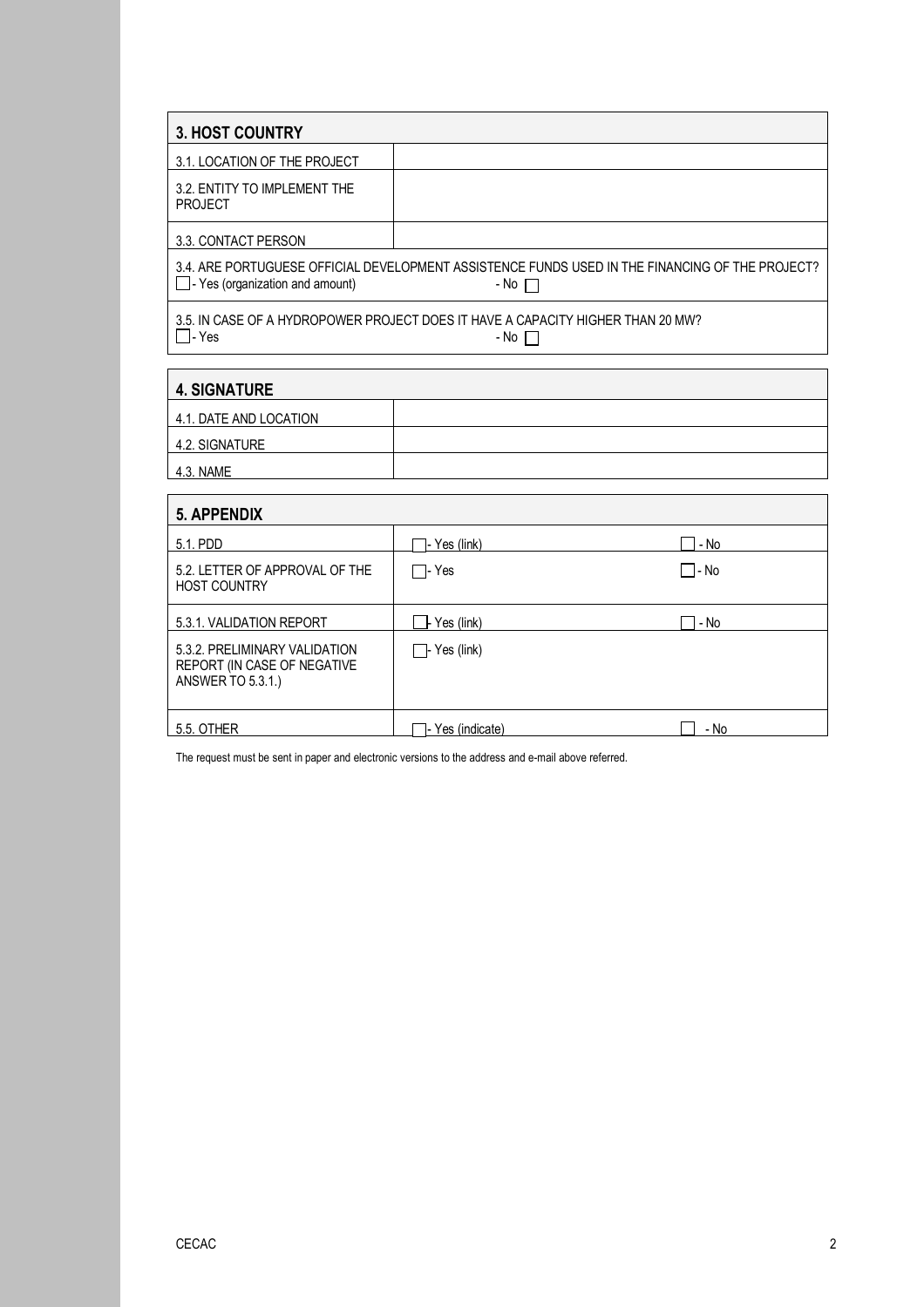| 3. HOST COUNTRY | |
|---|---|
| 3.1. LOCATION OF THE PROJECT | |
| 3.2. ENTITY TO IMPLEMENT THE PROJECT | |
| 3.3. CONTACT PERSON | |

3.4. ARE PORTUGUESE OFFICIAL DEVELOPMENT ASSISTENCE FUNDS USED IN THE FINANCING OF THE PROJECT?
☐ - Yes (organization and amount) - No ☐

3.5. IN CASE OF A HYDROPOWER PROJECT DOES IT HAVE A CAPACITY HIGHER THAN 20 MW?
☐ - Yes - No ☐

| 4. SIGNATURE | |
|---|---|
| 4.1. DATE AND LOCATION | |
| 4.2. SIGNATURE | |
| 4.3. NAME | |

| 5. APPENDIX | | |
|---|---|---|
| 5.1. PDD | ☐ - Yes (link) | ☐ - No |
| 5.2. LETTER OF APPROVAL OF THE HOST COUNTRY | ☐ - Yes | ☐ - No |
| 5.3.1. VALIDATION REPORT | ☐ - Yes (link) | ☐ - No |
| 5.3.2. PRELIMINARY VALIDATION REPORT (IN CASE OF NEGATIVE ANSWER TO 5.3.1.) | ☐ - Yes (link) | |
| 5.5. OTHER | ☐ - Yes (indicate) | ☐ - No |

The request must be sent in paper and electronic versions to the address and e-mail above referred.

CECAC